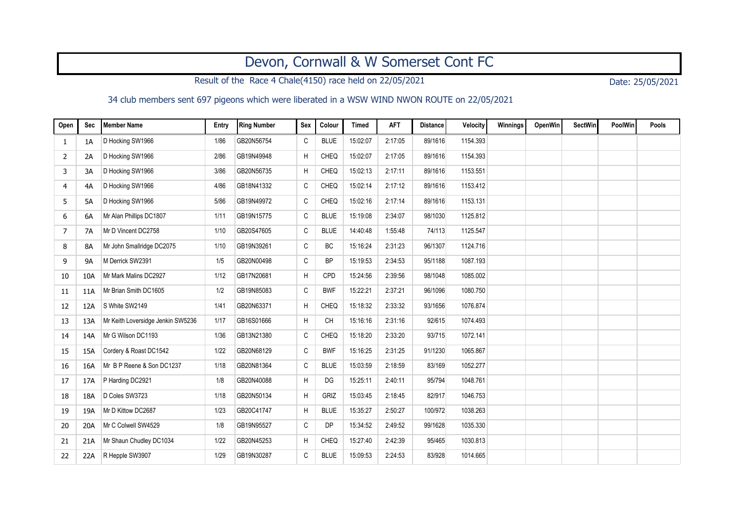# Devon, Cornwall & W Somerset Cont FC

Result of the Race 4 Chale(4150) race held on 22/05/2021

Date: 25/05/2021

34 club members sent 697 pigeons which were liberated in a WSW WIND NWON ROUTE on 22/05/2021

| Open | Sec | Member Name | Entry | Ring Number | Sex | Colour | Timed | AFT | Distance | Velocity | Winnings | OpenWin | SectWin | PoolWin | Pools |
|---|---|---|---|---|---|---|---|---|---|---|---|---|---|---|---|
| 1 | 1A | D Hocking SW1966 | 1/86 | GB20N56754 | C | BLUE | 15:02:07 | 2:17:05 | 89/1616 | 1154.393 | | | | | |
| 2 | 2A | D Hocking SW1966 | 2/86 | GB19N49948 | H | CHEQ | 15:02:07 | 2:17:05 | 89/1616 | 1154.393 | | | | | |
| 3 | 3A | D Hocking SW1966 | 3/86 | GB20N56735 | H | CHEQ | 15:02:13 | 2:17:11 | 89/1616 | 1153.551 | | | | | |
| 4 | 4A | D Hocking SW1966 | 4/86 | GB18N41332 | C | CHEQ | 15:02:14 | 2:17:12 | 89/1616 | 1153.412 | | | | | |
| 5 | 5A | D Hocking SW1966 | 5/86 | GB19N49972 | C | CHEQ | 15:02:16 | 2:17:14 | 89/1616 | 1153.131 | | | | | |
| 6 | 6A | Mr Alan Phillips DC1807 | 1/11 | GB19N15775 | C | BLUE | 15:19:08 | 2:34:07 | 98/1030 | 1125.812 | | | | | |
| 7 | 7A | Mr D Vincent DC2758 | 1/10 | GB20S47605 | C | BLUE | 14:40:48 | 1:55:48 | 74/113 | 1125.547 | | | | | |
| 8 | 8A | Mr John Smallridge DC2075 | 1/10 | GB19N39261 | C | BC | 15:16:24 | 2:31:23 | 96/1307 | 1124.716 | | | | | |
| 9 | 9A | M Derrick SW2391 | 1/5 | GB20N00498 | C | BP | 15:19:53 | 2:34:53 | 95/1188 | 1087.193 | | | | | |
| 10 | 10A | Mr Mark Malins DC2927 | 1/12 | GB17N20681 | H | CPD | 15:24:56 | 2:39:56 | 98/1048 | 1085.002 | | | | | |
| 11 | 11A | Mr Brian Smith DC1605 | 1/2 | GB19N85083 | C | BWF | 15:22:21 | 2:37:21 | 96/1096 | 1080.750 | | | | | |
| 12 | 12A | S White SW2149 | 1/41 | GB20N63371 | H | CHEQ | 15:18:32 | 2:33:32 | 93/1656 | 1076.874 | | | | | |
| 13 | 13A | Mr Keith Loversidge Jenkin SW5236 | 1/17 | GB16S01666 | H | CH | 15:16:16 | 2:31:16 | 92/615 | 1074.493 | | | | | |
| 14 | 14A | Mr G Wilson DC1193 | 1/36 | GB13N21380 | C | CHEQ | 15:18:20 | 2:33:20 | 93/715 | 1072.141 | | | | | |
| 15 | 15A | Cordery & Roast DC1542 | 1/22 | GB20N68129 | C | BWF | 15:16:25 | 2:31:25 | 91/1230 | 1065.867 | | | | | |
| 16 | 16A | Mr B P Reene & Son DC1237 | 1/18 | GB20N81364 | C | BLUE | 15:03:59 | 2:18:59 | 83/169 | 1052.277 | | | | | |
| 17 | 17A | P Harding DC2921 | 1/8 | GB20N40088 | H | DG | 15:25:11 | 2:40:11 | 95/794 | 1048.761 | | | | | |
| 18 | 18A | D Coles SW3723 | 1/18 | GB20N50134 | H | GRIZ | 15:03:45 | 2:18:45 | 82/917 | 1046.753 | | | | | |
| 19 | 19A | Mr D Kittow DC2687 | 1/23 | GB20C41747 | H | BLUE | 15:35:27 | 2:50:27 | 100/972 | 1038.263 | | | | | |
| 20 | 20A | Mr C Colwell SW4529 | 1/8 | GB19N95527 | C | DP | 15:34:52 | 2:49:52 | 99/1628 | 1035.330 | | | | | |
| 21 | 21A | Mr Shaun Chudley DC1034 | 1/22 | GB20N45253 | H | CHEQ | 15:27:40 | 2:42:39 | 95/465 | 1030.813 | | | | | |
| 22 | 22A | R Hepple SW3907 | 1/29 | GB19N30287 | C | BLUE | 15:09:53 | 2:24:53 | 83/928 | 1014.665 | | | | | |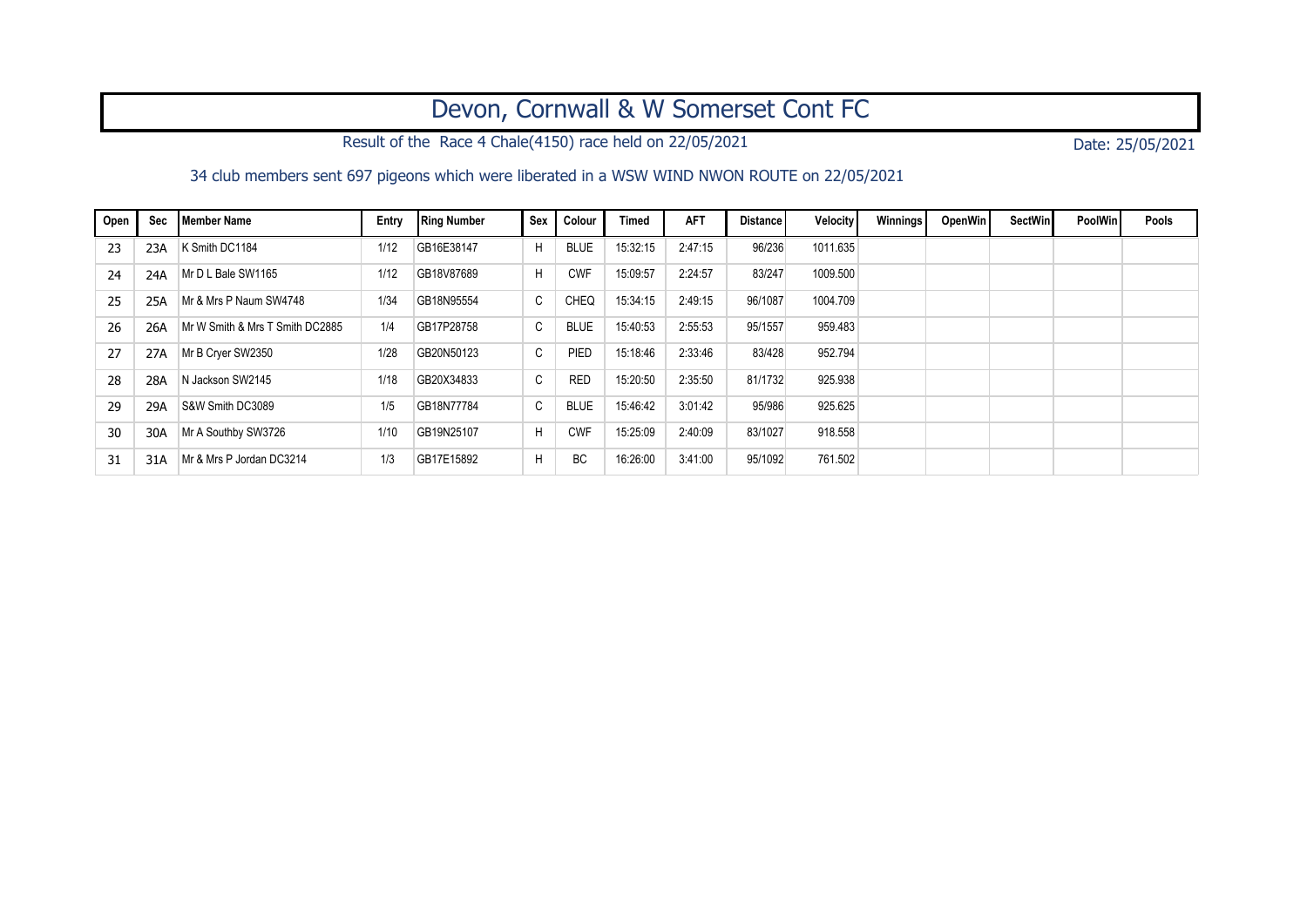# Devon, Cornwall & W Somerset Cont FC

Result of the Race 4 Chale(4150) race held on 22/05/2021

Date: 25/05/2021

34 club members sent 697 pigeons which were liberated in a WSW WIND NWON ROUTE on 22/05/2021

| Open | Sec | Member Name | Entry | Ring Number | Sex | Colour | Timed | AFT | Distance | Velocity | Winnings | OpenWin | SectWin | PoolWin | Pools |
|---|---|---|---|---|---|---|---|---|---|---|---|---|---|---|---|
| 23 | 23A | K Smith DC1184 | 1/12 | GB16E38147 | H | BLUE | 15:32:15 | 2:47:15 | 96/236 | 1011.635 | | | | | |
| 24 | 24A | Mr D L Bale SW1165 | 1/12 | GB18V87689 | H | CWF | 15:09:57 | 2:24:57 | 83/247 | 1009.500 | | | | | |
| 25 | 25A | Mr & Mrs P Naum SW4748 | 1/34 | GB18N95554 | C | CHEQ | 15:34:15 | 2:49:15 | 96/1087 | 1004.709 | | | | | |
| 26 | 26A | Mr W Smith & Mrs T Smith DC2885 | 1/4 | GB17P28758 | C | BLUE | 15:40:53 | 2:55:53 | 95/1557 | 959.483 | | | | | |
| 27 | 27A | Mr B Cryer SW2350 | 1/28 | GB20N50123 | C | PIED | 15:18:46 | 2:33:46 | 83/428 | 952.794 | | | | | |
| 28 | 28A | N Jackson SW2145 | 1/18 | GB20X34833 | C | RED | 15:20:50 | 2:35:50 | 81/1732 | 925.938 | | | | | |
| 29 | 29A | S&W Smith DC3089 | 1/5 | GB18N77784 | C | BLUE | 15:46:42 | 3:01:42 | 95/986 | 925.625 | | | | | |
| 30 | 30A | Mr A Southby SW3726 | 1/10 | GB19N25107 | H | CWF | 15:25:09 | 2:40:09 | 83/1027 | 918.558 | | | | | |
| 31 | 31A | Mr & Mrs P Jordan DC3214 | 1/3 | GB17E15892 | H | BC | 16:26:00 | 3:41:00 | 95/1092 | 761.502 | | | | | |